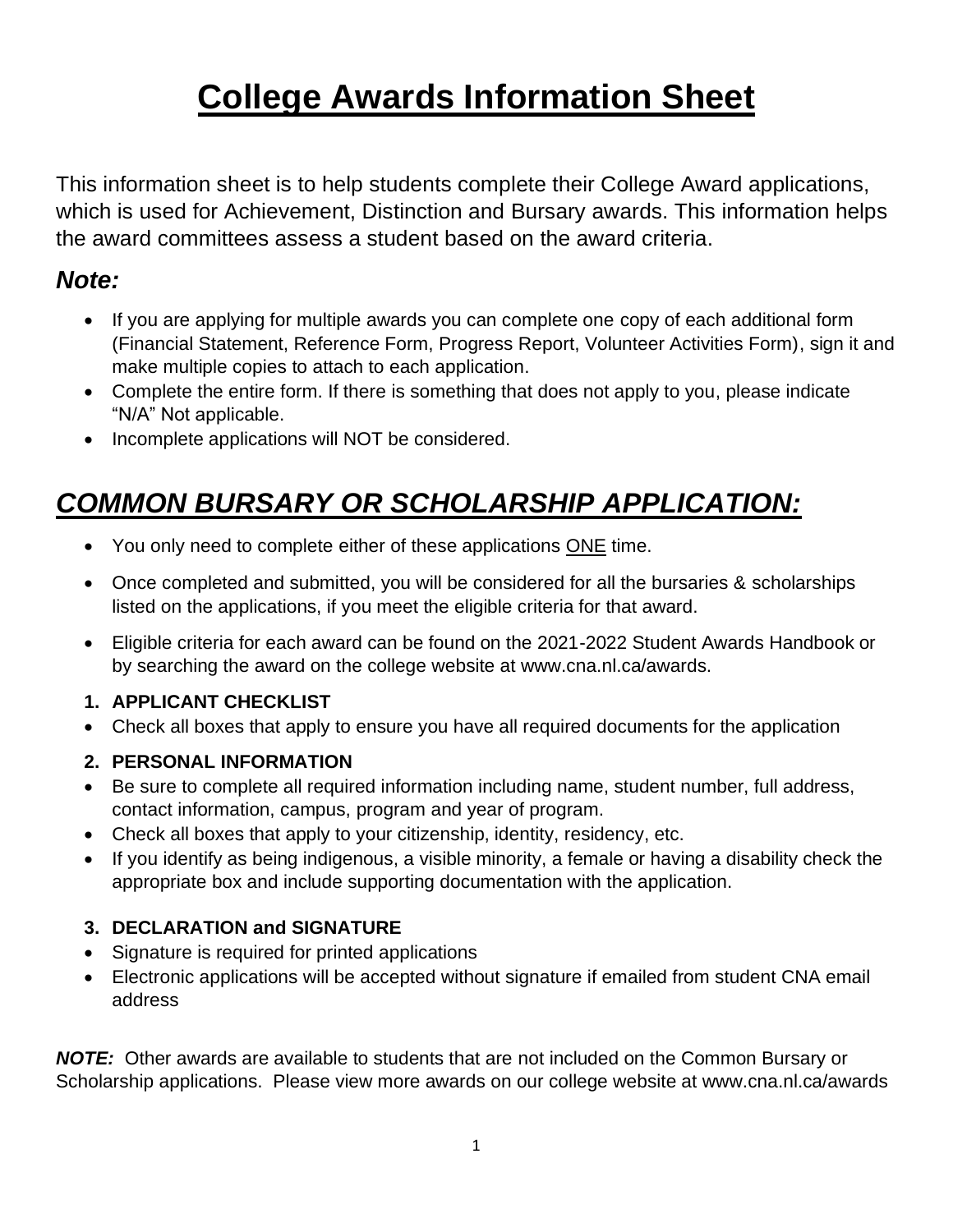# College Awards Information Sheet

This information sheet is to help students complete their College Award applications, which is used for Achievement, Distinction and Bursary awards. This information helps the award committees assess a student based on the award criteria.

## *Note:*

- If you are applying for multiple awards you can complete one copy of each additional form (Financial Statement, Reference Form, Progress Report, Volunteer Activities Form), sign it and make multiple copies to attach to each application.
- Complete the entire form. If there is something that does not apply to you, please indicate "N/A" Not applicable.
- Incomplete applications will NOT be considered.

## *COMMON BURSARY OR SCHOLARSHIP APPLICATION:*

- You only need to complete either of these applications ONE time.
- Once completed and submitted, you will be considered for all the bursaries & scholarships listed on the applications, if you meet the eligible criteria for that award.
- Eligible criteria for each award can be found on the 2021-2022 Student Awards Handbook or by searching the award on the college website at www.cna.nl.ca/awards.

**1. APPLICANT CHECKLIST**

- Check all boxes that apply to ensure you have all required documents for the application

**2. PERSONAL INFORMATION**

- Be sure to complete all required information including name, student number, full address, contact information, campus, program and year of program.
- Check all boxes that apply to your citizenship, identity, residency, etc.
- If you identify as being indigenous, a visible minority, a female or having a disability check the appropriate box and include supporting documentation with the application.

**3. DECLARATION and SIGNATURE**

- Signature is required for printed applications
- Electronic applications will be accepted without signature if emailed from student CNA email address

***NOTE:*** Other awards are available to students that are not included on the Common Bursary or Scholarship applications. Please view more awards on our college website at www.cna.nl.ca/awards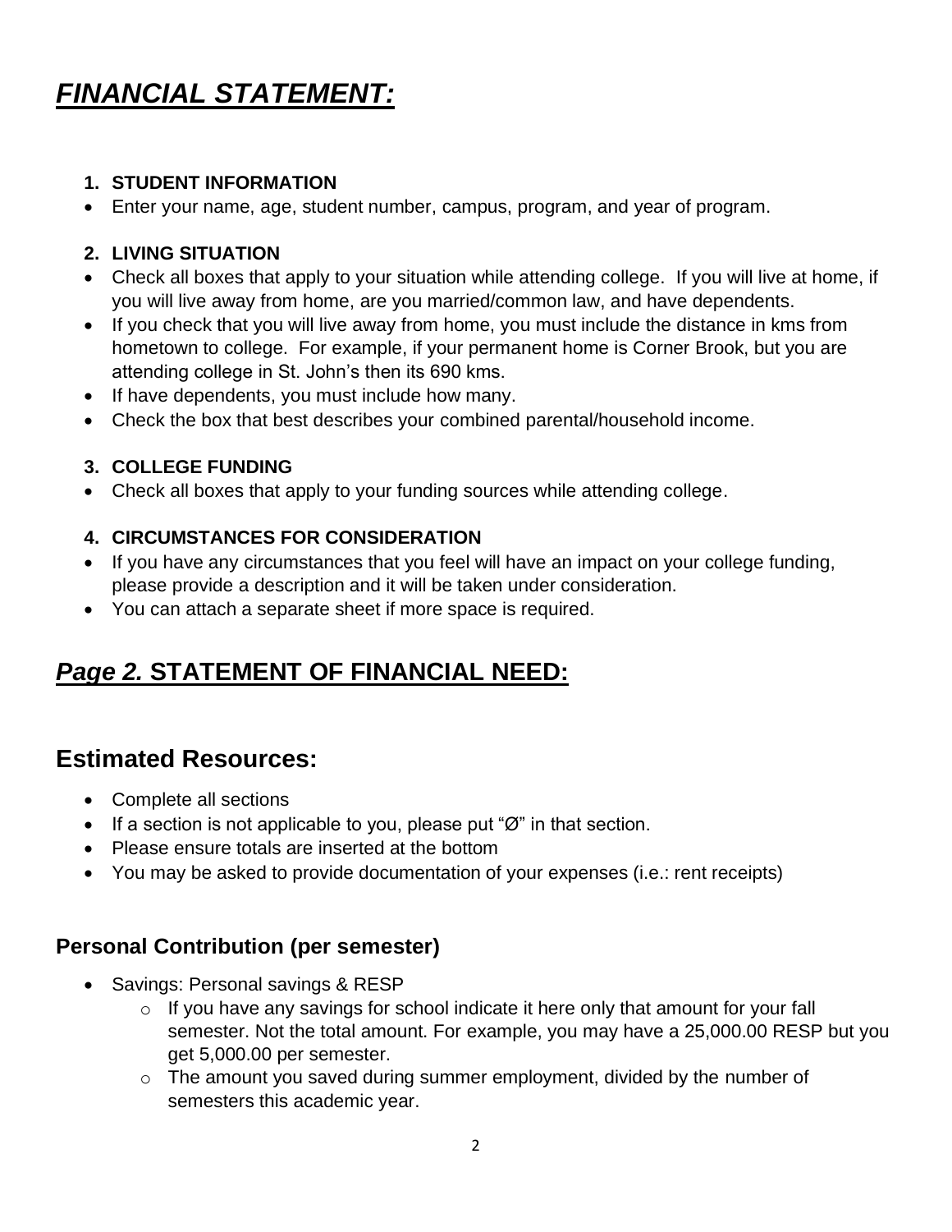# ***FINANCIAL STATEMENT:***

1. **STUDENT INFORMATION**

- Enter your name, age, student number, campus, program, and year of program.

2. **LIVING SITUATION**

- Check all boxes that apply to your situation while attending college. If you will live at home, if you will live away from home, are you married/common law, and have dependents.
- If you check that you will live away from home, you must include the distance in kms from hometown to college. For example, if your permanent home is Corner Brook, but you are attending college in St. John's then its 690 kms.
- If have dependents, you must include how many.
- Check the box that best describes your combined parental/household income.

3. **COLLEGE FUNDING**

- Check all boxes that apply to your funding sources while attending college.

4. **CIRCUMSTANCES FOR CONSIDERATION**

- If you have any circumstances that you feel will have an impact on your college funding, please provide a description and it will be taken under consideration.
- You can attach a separate sheet if more space is required.

## ***Page 2.*** **STATEMENT OF FINANCIAL NEED:**

## Estimated Resources:

- Complete all sections
- If a section is not applicable to you, please put "Ø" in that section.
- Please ensure totals are inserted at the bottom
- You may be asked to provide documentation of your expenses (i.e.: rent receipts)

### Personal Contribution (per semester)

- Savings: Personal savings & RESP
  - If you have any savings for school indicate it here only that amount for your fall semester. Not the total amount. For example, you may have a 25,000.00 RESP but you get 5,000.00 per semester.
  - The amount you saved during summer employment, divided by the number of semesters this academic year.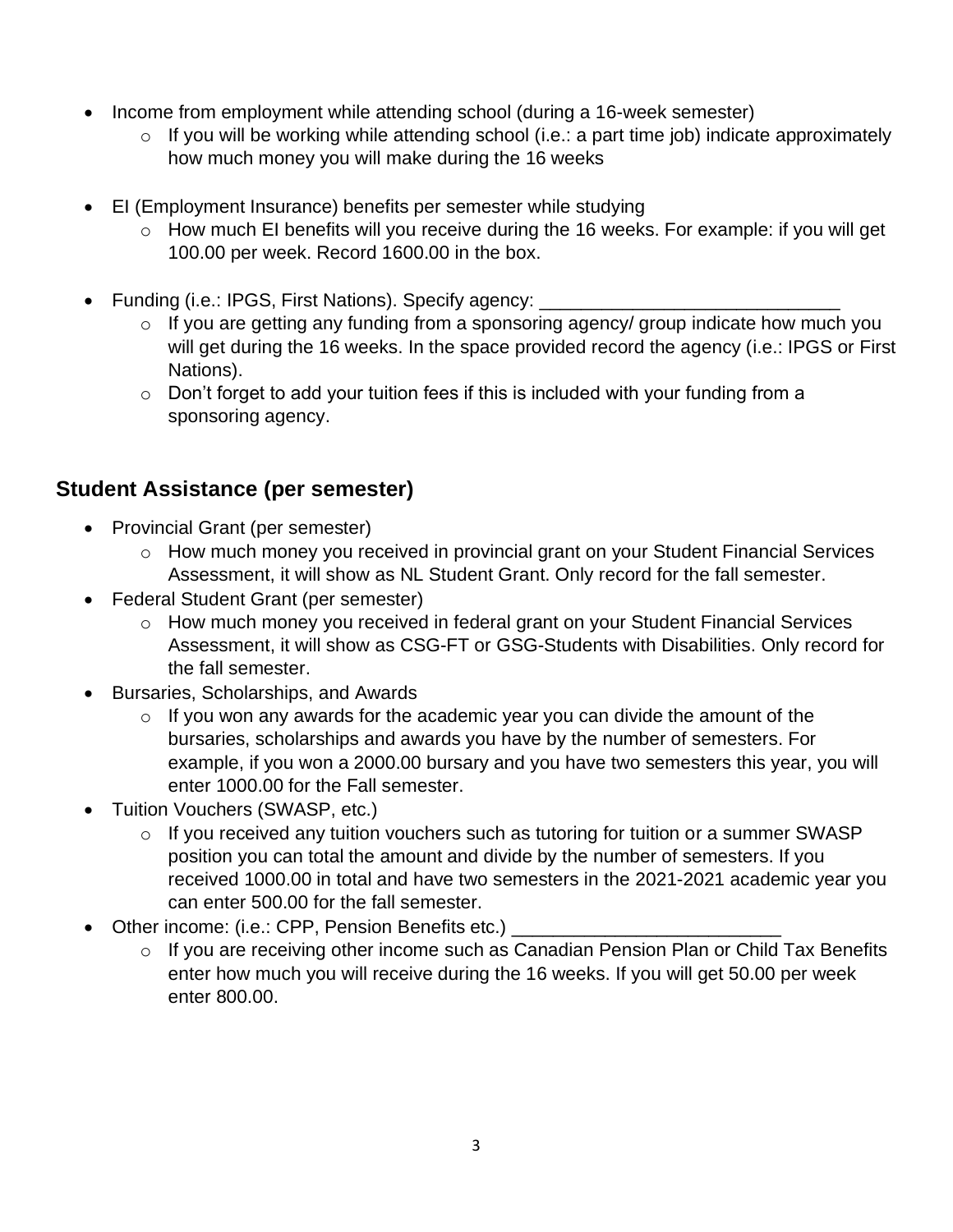- Income from employment while attending school (during a 16-week semester)
  - If you will be working while attending school (i.e.: a part time job) indicate approximately how much money you will make during the 16 weeks

- EI (Employment Insurance) benefits per semester while studying
  - How much EI benefits will you receive during the 16 weeks. For example: if you will get 100.00 per week. Record 1600.00 in the box.

- Funding (i.e.: IPGS, First Nations). Specify agency: _____________________________
  - If you are getting any funding from a sponsoring agency/ group indicate how much you will get during the 16 weeks. In the space provided record the agency (i.e.: IPGS or First Nations).
  - Don't forget to add your tuition fees if this is included with your funding from a sponsoring agency.

## Student Assistance (per semester)

- Provincial Grant (per semester)
  - How much money you received in provincial grant on your Student Financial Services Assessment, it will show as NL Student Grant. Only record for the fall semester.
- Federal Student Grant (per semester)
  - How much money you received in federal grant on your Student Financial Services Assessment, it will show as CSG-FT or GSG-Students with Disabilities. Only record for the fall semester.
- Bursaries, Scholarships, and Awards
  - If you won any awards for the academic year you can divide the amount of the bursaries, scholarships and awards you have by the number of semesters. For example, if you won a 2000.00 bursary and you have two semesters this year, you will enter 1000.00 for the Fall semester.
- Tuition Vouchers (SWASP, etc.)
  - If you received any tuition vouchers such as tutoring for tuition or a summer SWASP position you can total the amount and divide by the number of semesters. If you received 1000.00 in total and have two semesters in the 2021-2021 academic year you can enter 500.00 for the fall semester.
- Other income: (i.e.: CPP, Pension Benefits etc.) _________________________
  - If you are receiving other income such as Canadian Pension Plan or Child Tax Benefits enter how much you will receive during the 16 weeks. If you will get 50.00 per week enter 800.00.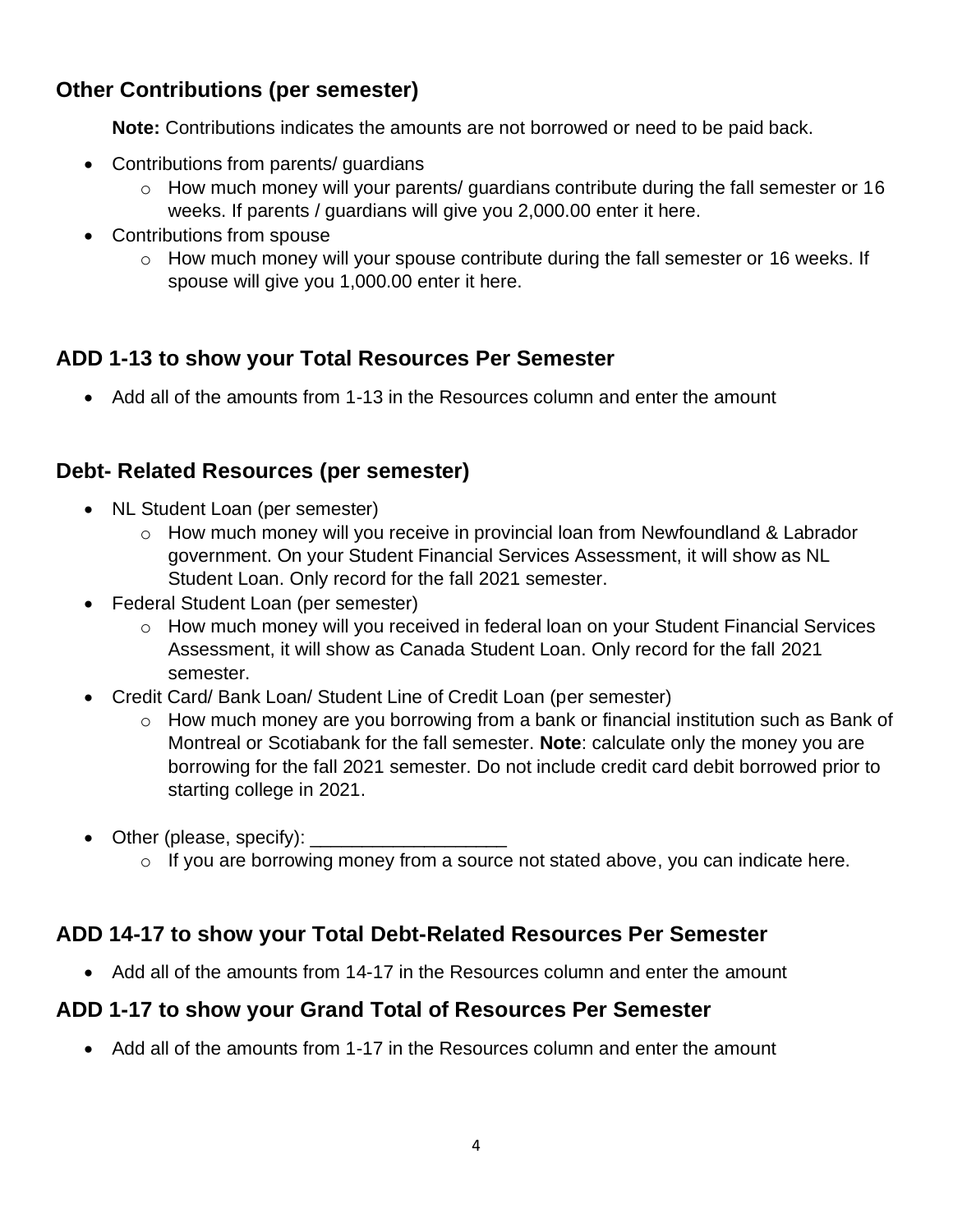## Other Contributions (per semester)

**Note:** Contributions indicates the amounts are not borrowed or need to be paid back.

- Contributions from parents/ guardians
  - How much money will your parents/ guardians contribute during the fall semester or 16 weeks. If parents / guardians will give you 2,000.00 enter it here.
- Contributions from spouse
  - How much money will your spouse contribute during the fall semester or 16 weeks. If spouse will give you 1,000.00 enter it here.

## ADD 1-13 to show your Total Resources Per Semester

- Add all of the amounts from 1-13 in the Resources column and enter the amount

## Debt- Related Resources (per semester)

- NL Student Loan (per semester)
  - How much money will you receive in provincial loan from Newfoundland & Labrador government. On your Student Financial Services Assessment, it will show as NL Student Loan. Only record for the fall 2021 semester.
- Federal Student Loan (per semester)
  - How much money will you received in federal loan on your Student Financial Services Assessment, it will show as Canada Student Loan. Only record for the fall 2021 semester.
- Credit Card/ Bank Loan/ Student Line of Credit Loan (per semester)
  - How much money are you borrowing from a bank or financial institution such as Bank of Montreal or Scotiabank for the fall semester. **Note**: calculate only the money you are borrowing for the fall 2021 semester. Do not include credit card debit borrowed prior to starting college in 2021.
- Other (please, specify): ___________________
  - If you are borrowing money from a source not stated above, you can indicate here.

## ADD 14-17 to show your Total Debt-Related Resources Per Semester

- Add all of the amounts from 14-17 in the Resources column and enter the amount

## ADD 1-17 to show your Grand Total of Resources Per Semester

- Add all of the amounts from 1-17 in the Resources column and enter the amount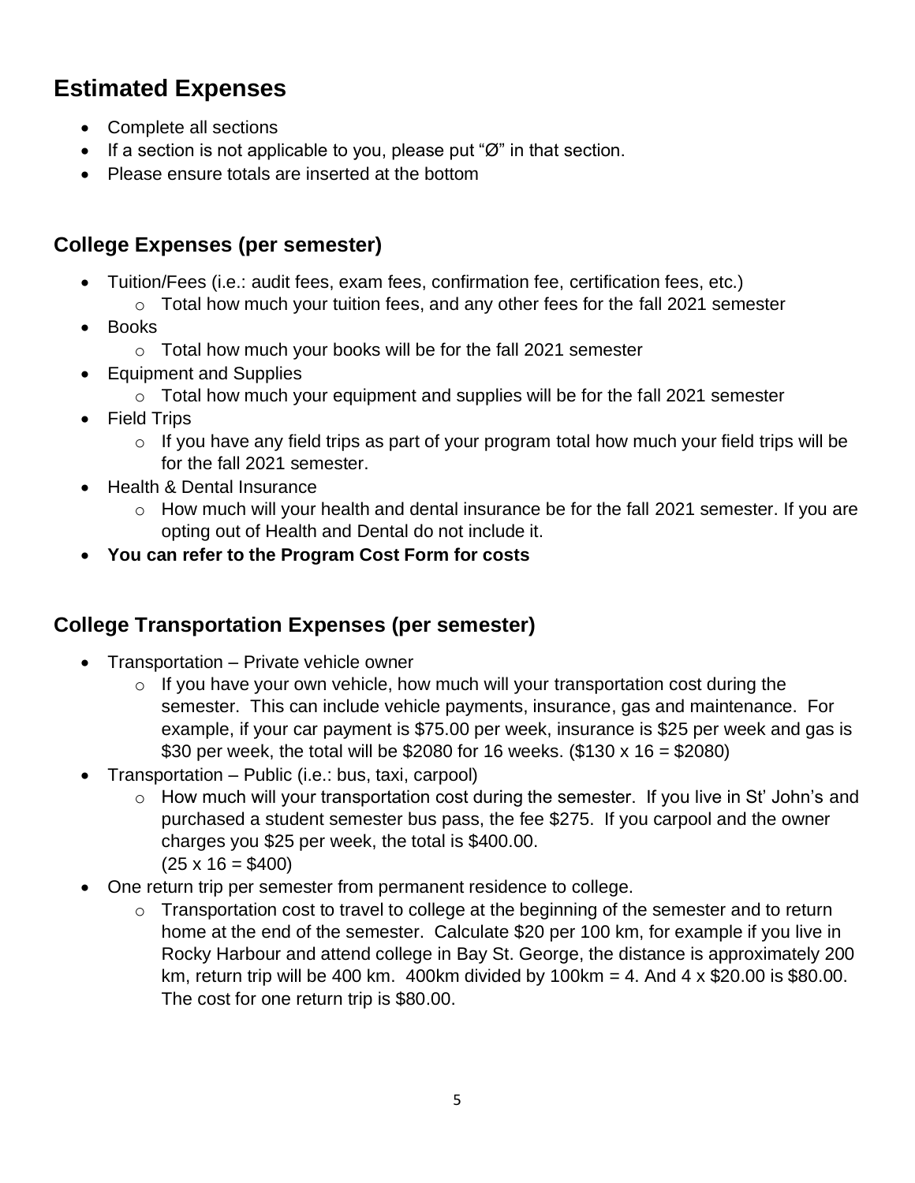# Estimated Expenses

- Complete all sections
- If a section is not applicable to you, please put "Ø" in that section.
- Please ensure totals are inserted at the bottom

## College Expenses (per semester)

- Tuition/Fees (i.e.: audit fees, exam fees, confirmation fee, certification fees, etc.)
  - Total how much your tuition fees, and any other fees for the fall 2021 semester
- Books
  - Total how much your books will be for the fall 2021 semester
- Equipment and Supplies
  - Total how much your equipment and supplies will be for the fall 2021 semester
- Field Trips
  - If you have any field trips as part of your program total how much your field trips will be for the fall 2021 semester.
- Health & Dental Insurance
  - How much will your health and dental insurance be for the fall 2021 semester. If you are opting out of Health and Dental do not include it.
- **You can refer to the Program Cost Form for costs**

## College Transportation Expenses (per semester)

- Transportation – Private vehicle owner
  - If you have your own vehicle, how much will your transportation cost during the semester. This can include vehicle payments, insurance, gas and maintenance. For example, if your car payment is $75.00 per week, insurance is $25 per week and gas is $30 per week, the total will be $2080 for 16 weeks. ($130 x 16 = $2080)
- Transportation – Public (i.e.: bus, taxi, carpool)
  - How much will your transportation cost during the semester. If you live in St' John's and purchased a student semester bus pass, the fee $275. If you carpool and the owner charges you $25 per week, the total is $400.00. (25 x 16 = $400)
- One return trip per semester from permanent residence to college.
  - Transportation cost to travel to college at the beginning of the semester and to return home at the end of the semester. Calculate $20 per 100 km, for example if you live in Rocky Harbour and attend college in Bay St. George, the distance is approximately 200 km, return trip will be 400 km. 400km divided by 100km = 4. And 4 x $20.00 is $80.00. The cost for one return trip is $80.00.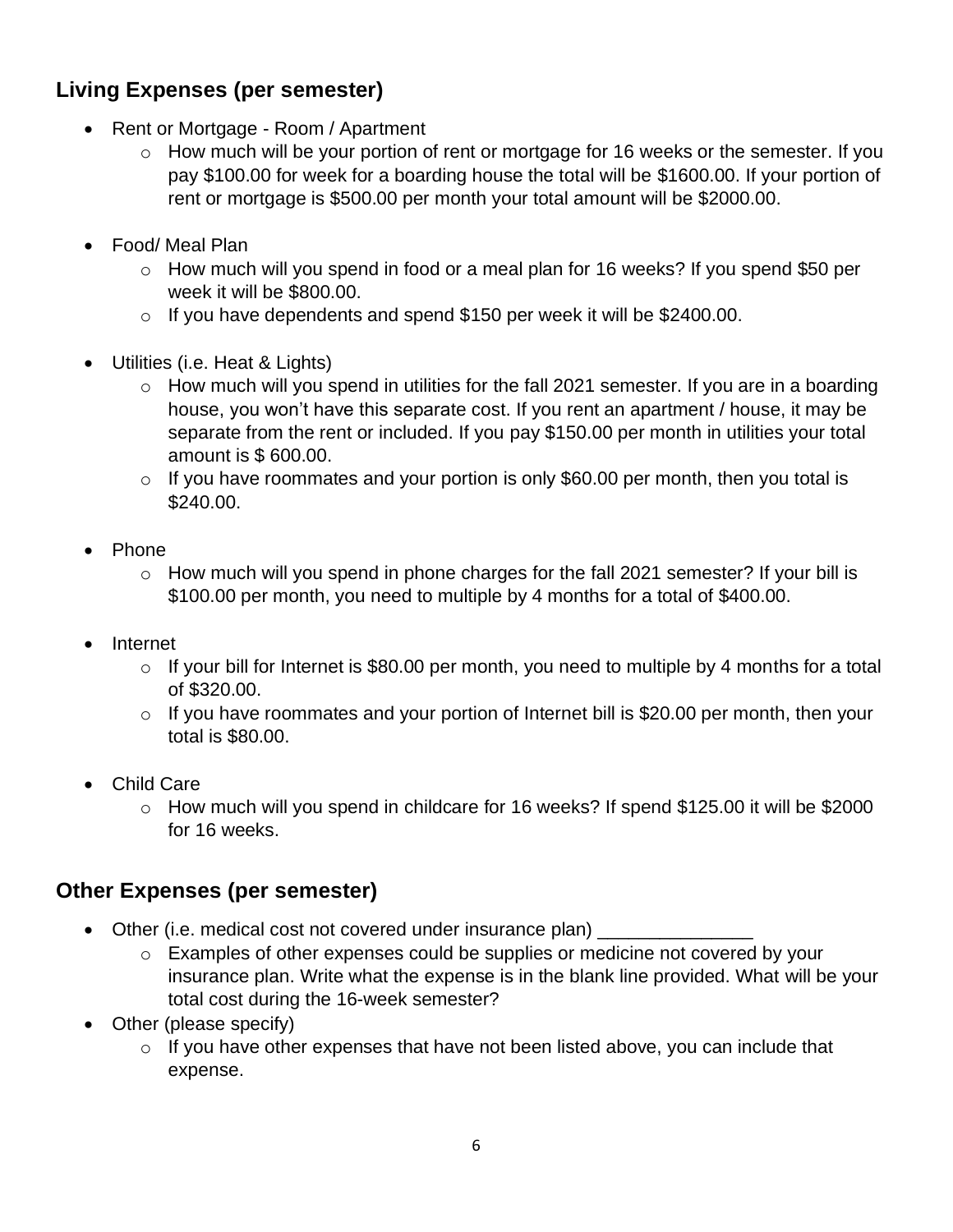## Living Expenses (per semester)

- Rent or Mortgage - Room / Apartment
  - How much will be your portion of rent or mortgage for 16 weeks or the semester. If you pay $100.00 for week for a boarding house the total will be $1600.00. If your portion of rent or mortgage is $500.00 per month your total amount will be $2000.00.

- Food/ Meal Plan
  - How much will you spend in food or a meal plan for 16 weeks? If you spend $50 per week it will be $800.00.
  - If you have dependents and spend $150 per week it will be $2400.00.

- Utilities (i.e. Heat & Lights)
  - How much will you spend in utilities for the fall 2021 semester. If you are in a boarding house, you won't have this separate cost. If you rent an apartment / house, it may be separate from the rent or included. If you pay $150.00 per month in utilities your total amount is $ 600.00.
  - If you have roommates and your portion is only $60.00 per month, then you total is $240.00.

- Phone
  - How much will you spend in phone charges for the fall 2021 semester? If your bill is $100.00 per month, you need to multiple by 4 months for a total of $400.00.

- Internet
  - If your bill for Internet is $80.00 per month, you need to multiple by 4 months for a total of $320.00.
  - If you have roommates and your portion of Internet bill is $20.00 per month, then your total is $80.00.

- Child Care
  - How much will you spend in childcare for 16 weeks? If spend $125.00 it will be $2000 for 16 weeks.

## Other Expenses (per semester)

- Other (i.e. medical cost not covered under insurance plan) _______________
  - Examples of other expenses could be supplies or medicine not covered by your insurance plan. Write what the expense is in the blank line provided. What will be your total cost during the 16-week semester?
- Other (please specify)
  - If you have other expenses that have not been listed above, you can include that expense.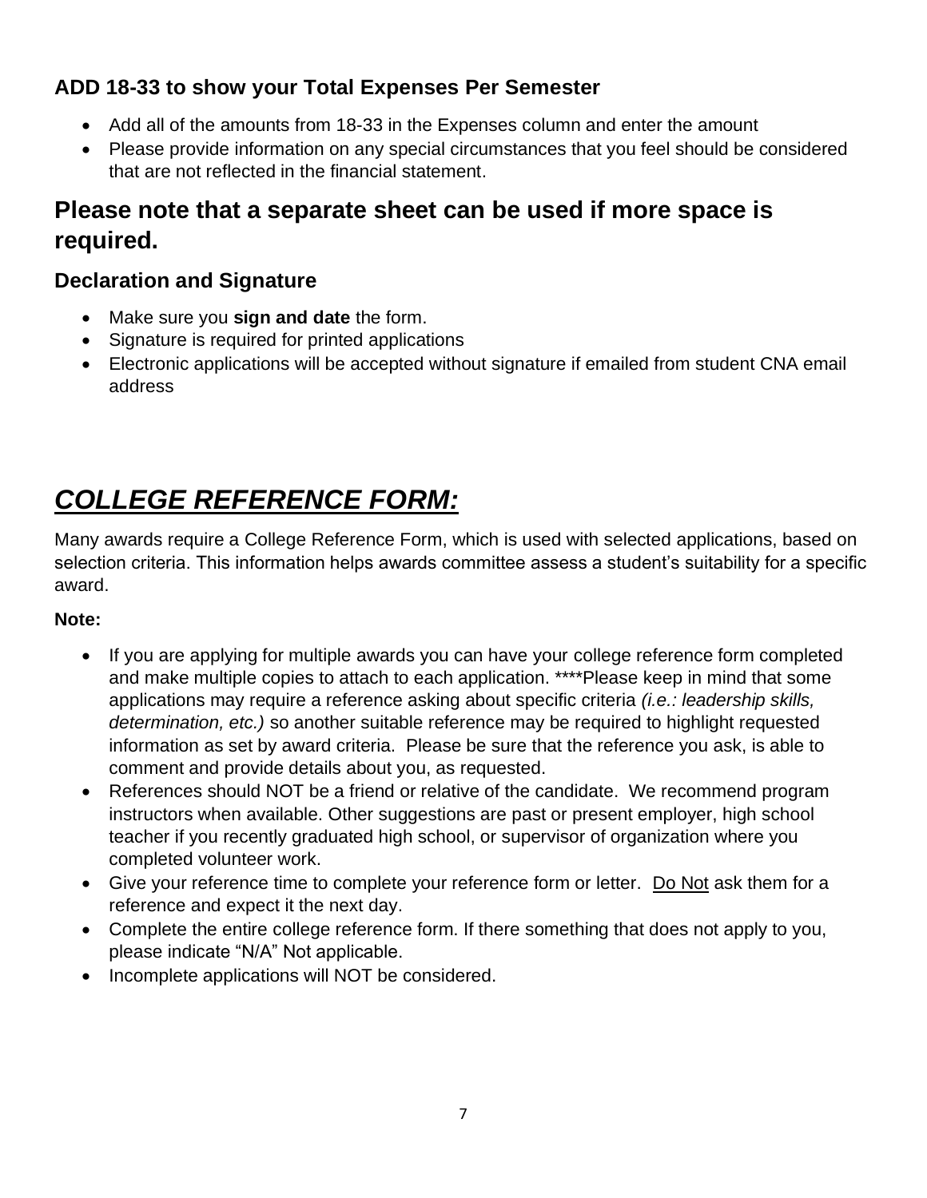### ADD 18-33 to show your Total Expenses Per Semester

- Add all of the amounts from 18-33 in the Expenses column and enter the amount
- Please provide information on any special circumstances that you feel should be considered that are not reflected in the financial statement.

## Please note that a separate sheet can be used if more space is required.

### Declaration and Signature

- Make sure you **sign and date** the form.
- Signature is required for printed applications
- Electronic applications will be accepted without signature if emailed from student CNA email address

# ***COLLEGE REFERENCE FORM:***

Many awards require a College Reference Form, which is used with selected applications, based on selection criteria. This information helps awards committee assess a student's suitability for a specific award.

**Note:**

- If you are applying for multiple awards you can have your college reference form completed and make multiple copies to attach to each application. ****Please keep in mind that some applications may require a reference asking about specific criteria *(i.e.: leadership skills, determination, etc.)* so another suitable reference may be required to highlight requested information as set by award criteria. Please be sure that the reference you ask, is able to comment and provide details about you, as requested.
- References should NOT be a friend or relative of the candidate. We recommend program instructors when available. Other suggestions are past or present employer, high school teacher if you recently graduated high school, or supervisor of organization where you completed volunteer work.
- Give your reference time to complete your reference form or letter. <u>Do Not</u> ask them for a reference and expect it the next day.
- Complete the entire college reference form. If there something that does not apply to you, please indicate "N/A" Not applicable.
- Incomplete applications will NOT be considered.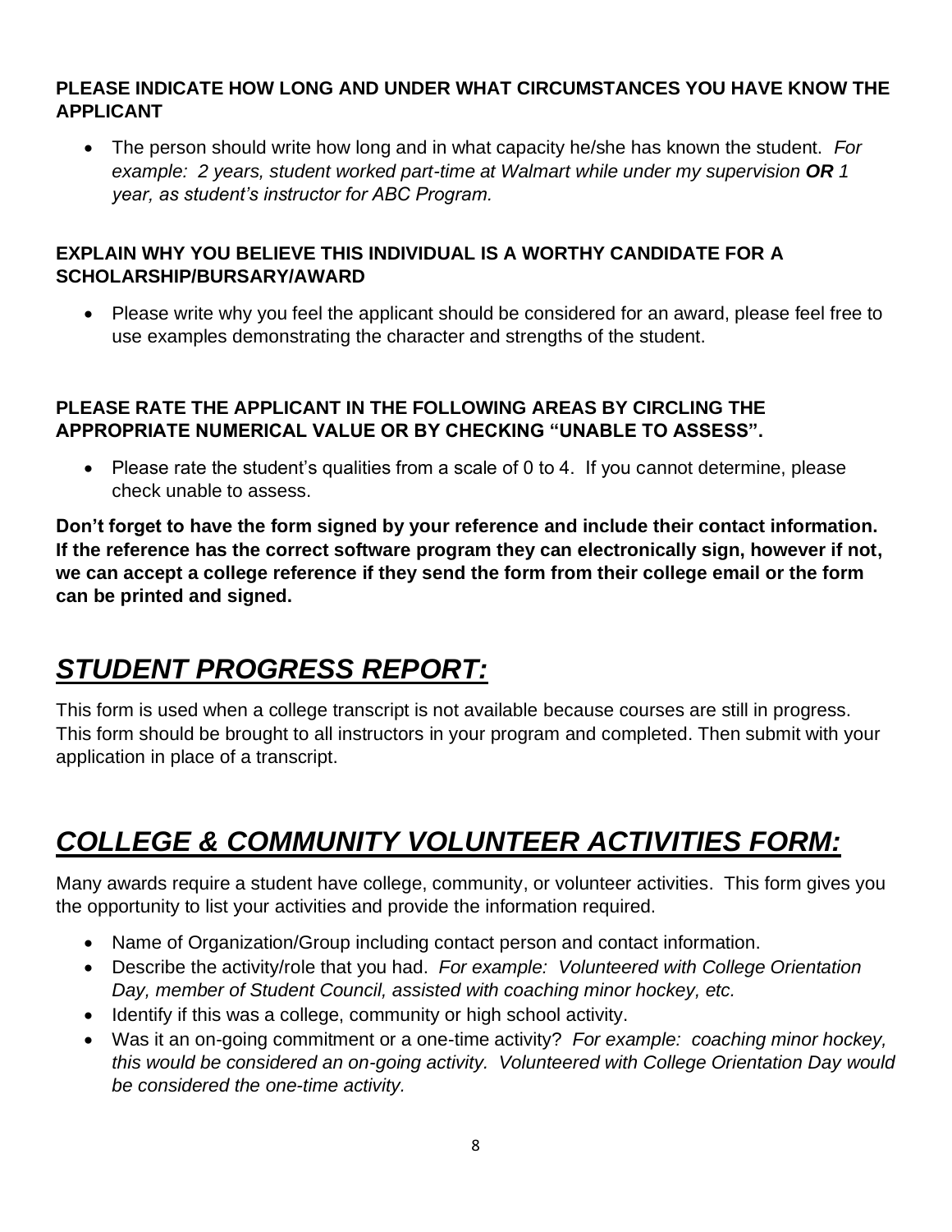**PLEASE INDICATE HOW LONG AND UNDER WHAT CIRCUMSTANCES YOU HAVE KNOW THE APPLICANT**

- The person should write how long and in what capacity he/she has known the student. *For example: 2 years, student worked part-time at Walmart while under my supervision **OR** 1 year, as student's instructor for ABC Program.*

**EXPLAIN WHY YOU BELIEVE THIS INDIVIDUAL IS A WORTHY CANDIDATE FOR A SCHOLARSHIP/BURSARY/AWARD**

- Please write why you feel the applicant should be considered for an award, please feel free to use examples demonstrating the character and strengths of the student.

**PLEASE RATE THE APPLICANT IN THE FOLLOWING AREAS BY CIRCLING THE APPROPRIATE NUMERICAL VALUE OR BY CHECKING "UNABLE TO ASSESS".**

- Please rate the student's qualities from a scale of 0 to 4. If you cannot determine, please check unable to assess.

**Don't forget to have the form signed by your reference and include their contact information. If the reference has the correct software program they can electronically sign, however if not, we can accept a college reference if they send the form from their college email or the form can be printed and signed.**

## *STUDENT PROGRESS REPORT:*

This form is used when a college transcript is not available because courses are still in progress. This form should be brought to all instructors in your program and completed. Then submit with your application in place of a transcript.

## *COLLEGE & COMMUNITY VOLUNTEER ACTIVITIES FORM:*

Many awards require a student have college, community, or volunteer activities. This form gives you the opportunity to list your activities and provide the information required.

- Name of Organization/Group including contact person and contact information.
- Describe the activity/role that you had. *For example: Volunteered with College Orientation Day, member of Student Council, assisted with coaching minor hockey, etc.*
- Identify if this was a college, community or high school activity.
- Was it an on-going commitment or a one-time activity? *For example: coaching minor hockey, this would be considered an on-going activity. Volunteered with College Orientation Day would be considered the one-time activity.*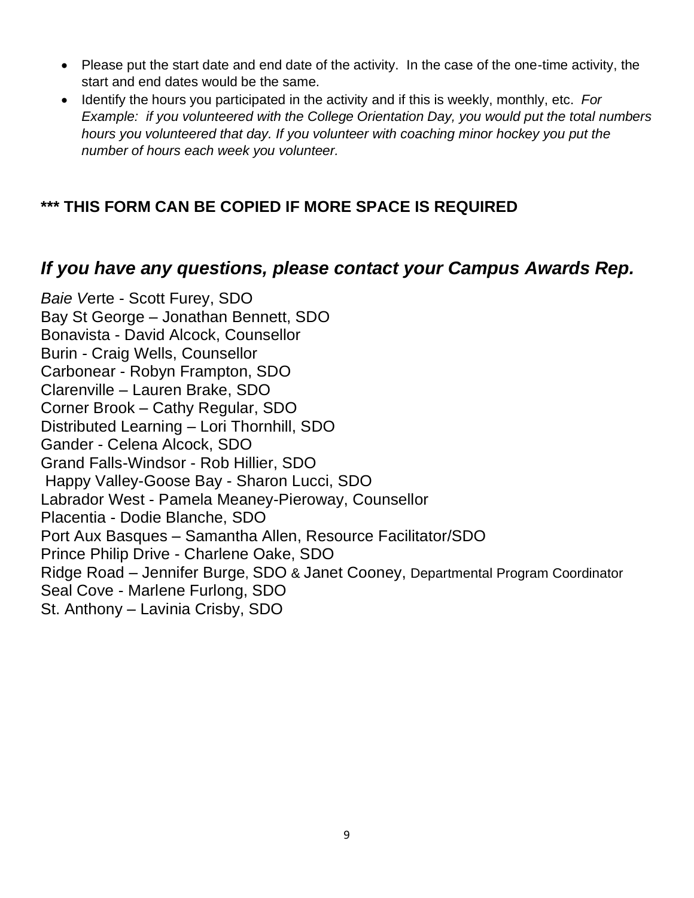- Please put the start date and end date of the activity. In the case of the one-time activity, the start and end dates would be the same.
- Identify the hours you participated in the activity and if this is weekly, monthly, etc. *For Example: if you volunteered with the College Orientation Day, you would put the total numbers hours you volunteered that day. If you volunteer with coaching minor hockey you put the number of hours each week you volunteer.*

**\*\*\* THIS FORM CAN BE COPIED IF MORE SPACE IS REQUIRED**

## *If you have any questions, please contact your Campus Awards Rep.*

*Baie V*erte - Scott Furey, SDO
Bay St George – Jonathan Bennett, SDO
Bonavista - David Alcock, Counsellor
Burin - Craig Wells, Counsellor
Carbonear - Robyn Frampton, SDO
Clarenville – Lauren Brake, SDO
Corner Brook – Cathy Regular, SDO
Distributed Learning – Lori Thornhill, SDO
Gander - Celena Alcock, SDO
Grand Falls-Windsor - Rob Hillier, SDO
Happy Valley-Goose Bay - Sharon Lucci, SDO
Labrador West - Pamela Meaney-Pieroway, Counsellor
Placentia - Dodie Blanche, SDO
Port Aux Basques – Samantha Allen, Resource Facilitator/SDO
Prince Philip Drive - Charlene Oake, SDO
Ridge Road – Jennifer Burge, SDO & Janet Cooney, Departmental Program Coordinator
Seal Cove - Marlene Furlong, SDO
St. Anthony – Lavinia Crisby, SDO